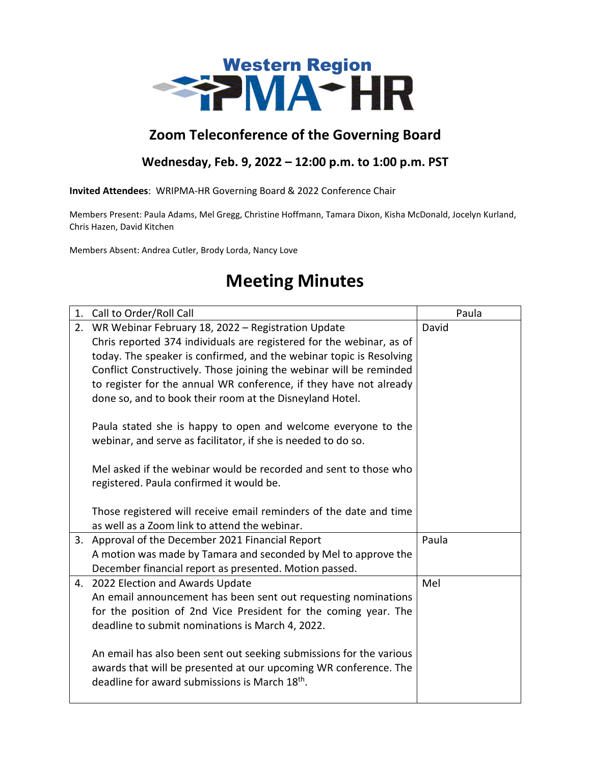Western Region IPMA-HR

## Zoom Teleconference of the Governing Board

### Wednesday, Feb. 9, 2022 – 12:00 p.m. to 1:00 p.m. PST

**Invited Attendees**: WRIPMA-HR Governing Board & 2022 Conference Chair

Members Present: Paula Adams, Mel Gregg, Christine Hoffmann, Tamara Dixon, Kisha McDonald, Jocelyn Kurland, Chris Hazen, David Kitchen

Members Absent: Andrea Cutler, Brody Lorda, Nancy Love

# Meeting Minutes

| | |
|---|---|
| 1. Call to Order/Roll Call | Paula |
| 2. WR Webinar February 18, 2022 – Registration Update<br>Chris reported 374 individuals are registered for the webinar, as of today. The speaker is confirmed, and the webinar topic is Resolving Conflict Constructively. Those joining the webinar will be reminded to register for the annual WR conference, if they have not already done so, and to book their room at the Disneyland Hotel.<br><br>Paula stated she is happy to open and welcome everyone to the webinar, and serve as facilitator, if she is needed to do so.<br><br>Mel asked if the webinar would be recorded and sent to those who registered. Paula confirmed it would be.<br><br>Those registered will receive email reminders of the date and time as well as a Zoom link to attend the webinar. | David |
| 3. Approval of the December 2021 Financial Report<br>A motion was made by Tamara and seconded by Mel to approve the December financial report as presented. Motion passed. | Paula |
| 4. 2022 Election and Awards Update<br>An email announcement has been sent out requesting nominations for the position of 2nd Vice President for the coming year. The deadline to submit nominations is March 4, 2022.<br><br>An email has also been sent out seeking submissions for the various awards that will be presented at our upcoming WR conference. The deadline for award submissions is March 18th. | Mel |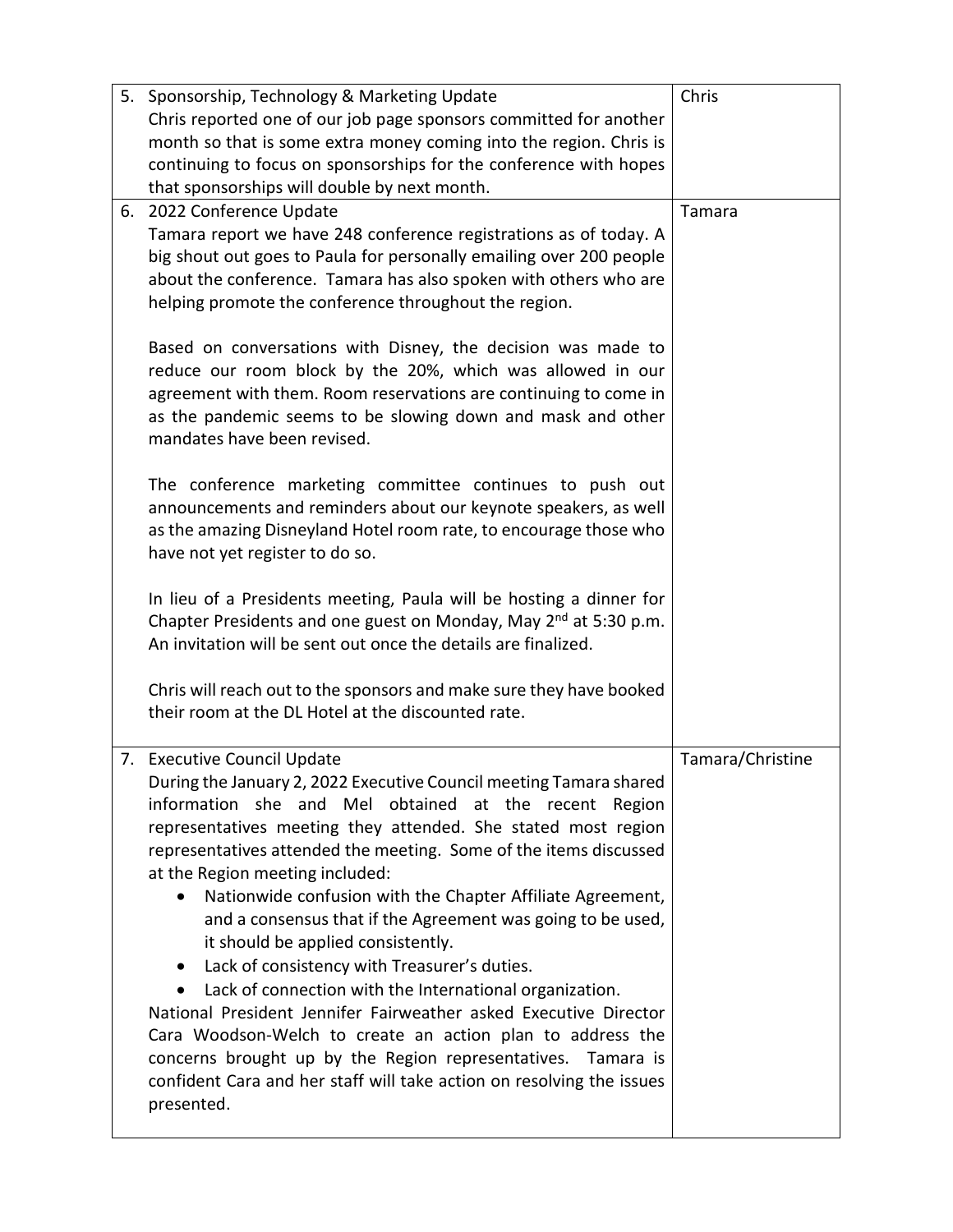| | |
|---|---|
| 5. Sponsorship, Technology & Marketing Update<br>Chris reported one of our job page sponsors committed for another month so that is some extra money coming into the region. Chris is continuing to focus on sponsorships for the conference with hopes that sponsorships will double by next month. | Chris |
| 6. 2022 Conference Update<br>Tamara report we have 248 conference registrations as of today. A big shout out goes to Paula for personally emailing over 200 people about the conference. Tamara has also spoken with others who are helping promote the conference throughout the region.<br><br>Based on conversations with Disney, the decision was made to reduce our room block by the 20%, which was allowed in our agreement with them. Room reservations are continuing to come in as the pandemic seems to be slowing down and mask and other mandates have been revised.<br><br>The conference marketing committee continues to push out announcements and reminders about our keynote speakers, as well as the amazing Disneyland Hotel room rate, to encourage those who have not yet register to do so.<br><br>In lieu of a Presidents meeting, Paula will be hosting a dinner for Chapter Presidents and one guest on Monday, May 2nd at 5:30 p.m. An invitation will be sent out once the details are finalized.<br><br>Chris will reach out to the sponsors and make sure they have booked their room at the DL Hotel at the discounted rate. | Tamara |
| 7. Executive Council Update<br>During the January 2, 2022 Executive Council meeting Tamara shared information she and Mel obtained at the recent Region representatives meeting they attended. She stated most region representatives attended the meeting. Some of the items discussed at the Region meeting included:<br>• Nationwide confusion with the Chapter Affiliate Agreement, and a consensus that if the Agreement was going to be used, it should be applied consistently.<br>• Lack of consistency with Treasurer's duties.<br>• Lack of connection with the International organization.<br>National President Jennifer Fairweather asked Executive Director Cara Woodson-Welch to create an action plan to address the concerns brought up by the Region representatives. Tamara is confident Cara and her staff will take action on resolving the issues presented. | Tamara/Christine |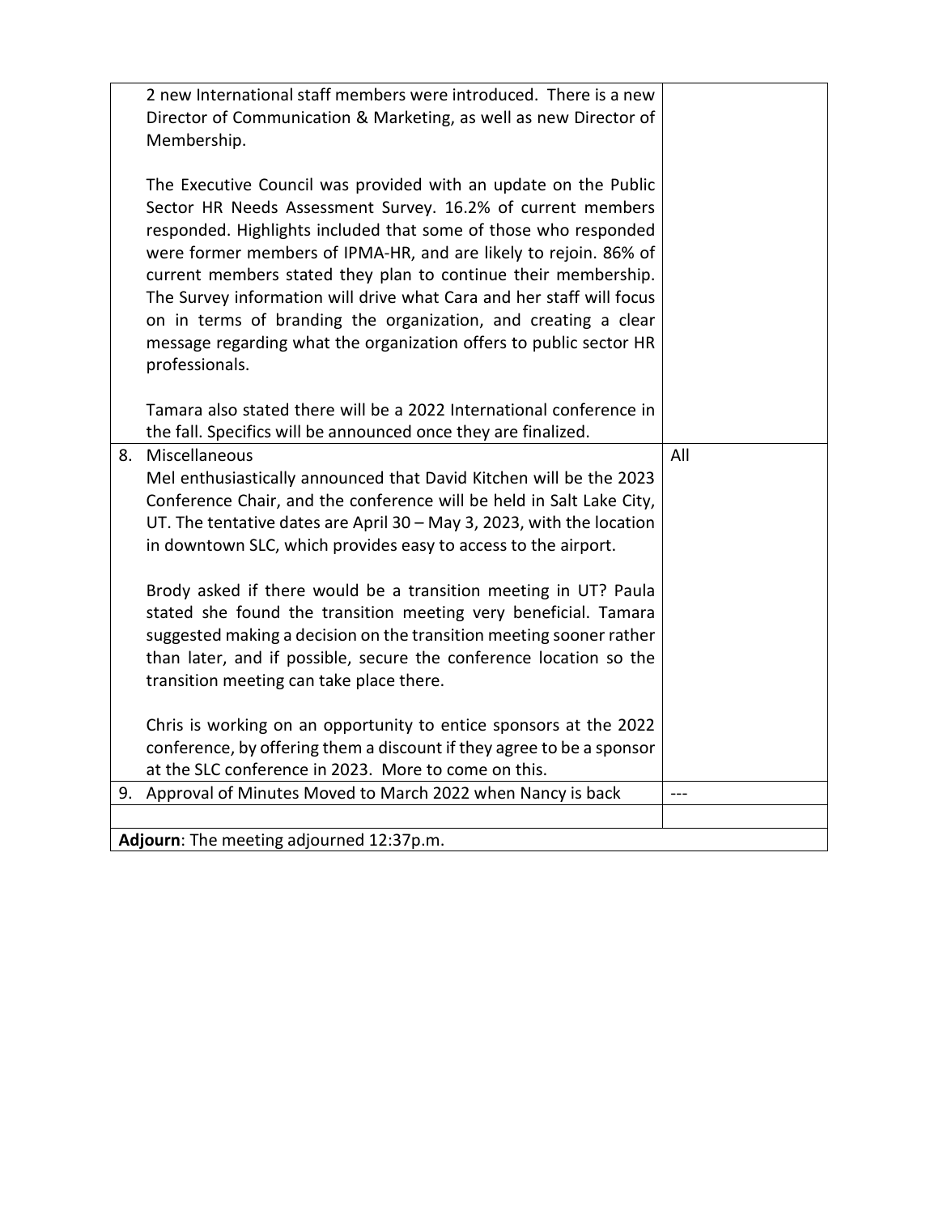| | |
|---|---|
| 2 new International staff members were introduced. There is a new Director of Communication & Marketing, as well as new Director of Membership.<br><br>The Executive Council was provided with an update on the Public Sector HR Needs Assessment Survey. 16.2% of current members responded. Highlights included that some of those who responded were former members of IPMA-HR, and are likely to rejoin. 86% of current members stated they plan to continue their membership. The Survey information will drive what Cara and her staff will focus on in terms of branding the organization, and creating a clear message regarding what the organization offers to public sector HR professionals.<br><br>Tamara also stated there will be a 2022 International conference in the fall. Specifics will be announced once they are finalized. | |
| 8. Miscellaneous<br>Mel enthusiastically announced that David Kitchen will be the 2023 Conference Chair, and the conference will be held in Salt Lake City, UT. The tentative dates are April 30 – May 3, 2023, with the location in downtown SLC, which provides easy to access to the airport.<br><br>Brody asked if there would be a transition meeting in UT? Paula stated she found the transition meeting very beneficial. Tamara suggested making a decision on the transition meeting sooner rather than later, and if possible, secure the conference location so the transition meeting can take place there.<br><br>Chris is working on an opportunity to entice sponsors at the 2022 conference, by offering them a discount if they agree to be a sponsor at the SLC conference in 2023. More to come on this. | All |
| 9. Approval of Minutes Moved to March 2022 when Nancy is back | --- |
| | |
| **Adjourn**: The meeting adjourned 12:37p.m. | |